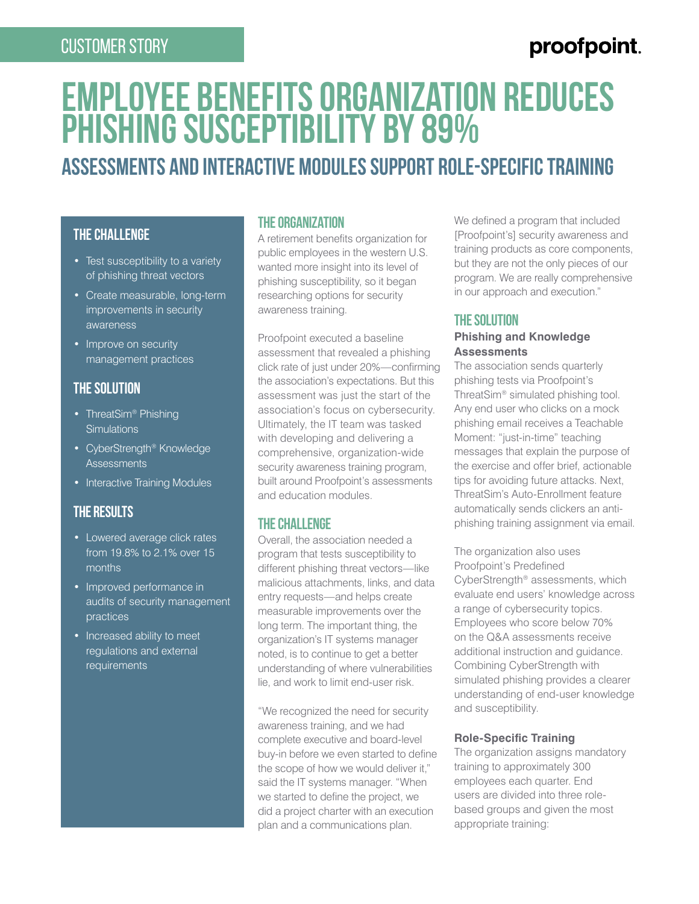CUSTOMER STORY

# EMPLOYEE BENEFITS ORGANIZATION REDUCES PHISHING SUSCEPTIBILITY BY 89%

## ASSESSMENTS AND INTERACTIVE MODULES SUPPORT ROLE-SPECIFIC TRAINING

### THE CHALLENGE

- Test susceptibility to a variety of phishing threat vectors
- Create measurable, long-term improvements in security awareness
- Improve on security management practices

### THE SOLUTION

- ThreatSim® Phishing Simulations
- CyberStrength® Knowledge Assessments
- Interactive Training Modules

### THE RESULTS

- Lowered average click rates from 19.8% to 2.1% over 15 months
- Improved performance in audits of security management practices
- Increased ability to meet regulations and external requirements

## THE ORGANIZATION

A retirement benefits organization for public employees in the western U.S. wanted more insight into its level of phishing susceptibility, so it began researching options for security awareness training.

Proofpoint executed a baseline assessment that revealed a phishing click rate of just under 20%—confirming the association's expectations. But this assessment was just the start of the association's focus on cybersecurity. Ultimately, the IT team was tasked with developing and delivering a comprehensive, organization-wide security awareness training program, built around Proofpoint's assessments and education modules.

## THE CHALLENGE

Overall, the association needed a program that tests susceptibility to different phishing threat vectors—like malicious attachments, links, and data entry requests—and helps create measurable improvements over the long term. The important thing, the organization's IT systems manager noted, is to continue to get a better understanding of where vulnerabilities lie, and work to limit end-user risk.

"We recognized the need for security awareness training, and we had complete executive and board-level buy-in before we even started to define the scope of how we would deliver it," said the IT systems manager. "When we started to define the project, we did a project charter with an execution plan and a communications plan. We defined a program that included [Proofpoint's] security awareness and training products as core components, but they are not the only pieces of our program. We are really comprehensive in our approach and execution."

## THE SOLUTION

### Phishing and Knowledge Assessments

The association sends quarterly phishing tests via Proofpoint's ThreatSim® simulated phishing tool. Any end user who clicks on a mock phishing email receives a Teachable Moment: "just-in-time" teaching messages that explain the purpose of the exercise and offer brief, actionable tips for avoiding future attacks. Next, ThreatSim's Auto-Enrollment feature automatically sends clickers an anti-phishing training assignment via email.

The organization also uses Proofpoint's Predefined CyberStrength® assessments, which evaluate end users' knowledge across a range of cybersecurity topics. Employees who score below 70% on the Q&A assessments receive additional instruction and guidance. Combining CyberStrength with simulated phishing provides a clearer understanding of end-user knowledge and susceptibility.

### Role-Specific Training

The organization assigns mandatory training to approximately 300 employees each quarter. End users are divided into three role-based groups and given the most appropriate training: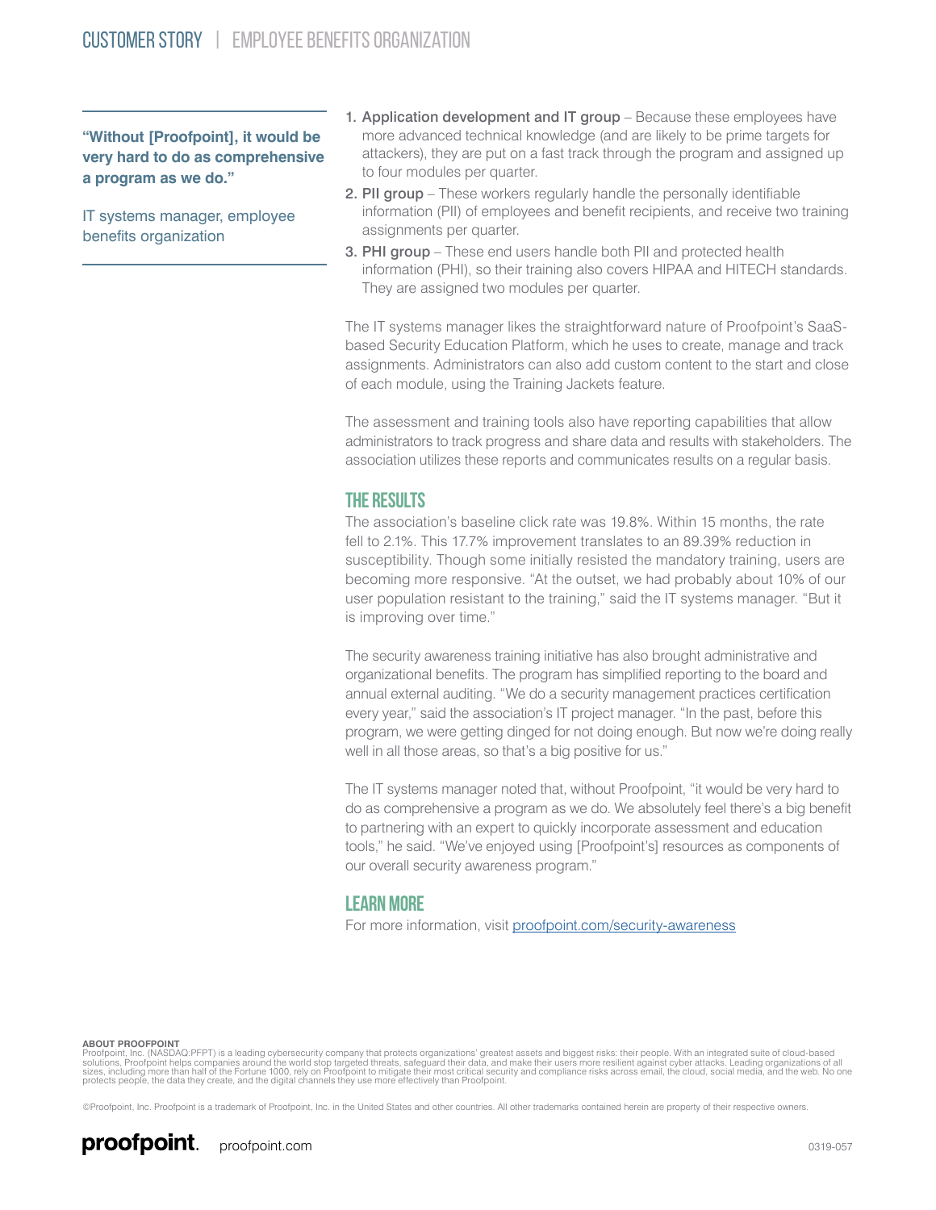> **"Without [Proofpoint], it would be very hard to do as comprehensive a program as we do."**
>
> IT systems manager, employee benefits organization

1. Application development and IT group – Because these employees have more advanced technical knowledge (and are likely to be prime targets for attackers), they are put on a fast track through the program and assigned up to four modules per quarter.
2. PII group – These workers regularly handle the personally identifiable information (PII) of employees and benefit recipients, and receive two training assignments per quarter.
3. PHI group – These end users handle both PII and protected health information (PHI), so their training also covers HIPAA and HITECH standards. They are assigned two modules per quarter.

The IT systems manager likes the straightforward nature of Proofpoint's SaaS-based Security Education Platform, which he uses to create, manage and track assignments. Administrators can also add custom content to the start and close of each module, using the Training Jackets feature.

The assessment and training tools also have reporting capabilities that allow administrators to track progress and share data and results with stakeholders. The association utilizes these reports and communicates results on a regular basis.

## THE RESULTS

The association's baseline click rate was 19.8%. Within 15 months, the rate fell to 2.1%. This 17.7% improvement translates to an 89.39% reduction in susceptibility. Though some initially resisted the mandatory training, users are becoming more responsive. "At the outset, we had probably about 10% of our user population resistant to the training," said the IT systems manager. "But it is improving over time."

The security awareness training initiative has also brought administrative and organizational benefits. The program has simplified reporting to the board and annual external auditing. "We do a security management practices certification every year," said the association's IT project manager. "In the past, before this program, we were getting dinged for not doing enough. But now we're doing really well in all those areas, so that's a big positive for us."

The IT systems manager noted that, without Proofpoint, "it would be very hard to do as comprehensive a program as we do. We absolutely feel there's a big benefit to partnering with an expert to quickly incorporate assessment and education tools," he said. "We've enjoyed using [Proofpoint's] resources as components of our overall security awareness program."

## LEARN MORE

For more information, visit proofpoint.com/security-awareness

**ABOUT PROOFPOINT**
Proofpoint, Inc. (NASDAQ:PFPT) is a leading cybersecurity company that protects organizations' greatest assets and biggest risks: their people. With an integrated suite of cloud-based solutions, Proofpoint helps companies around the world stop targeted threats, safeguard their data, and make their users more resilient against cyber attacks. Leading organizations of all sizes, including more than half of the Fortune 1000, rely on Proofpoint to mitigate their most critical security and compliance risks across email, the cloud, social media, and the web. No one protects people, the data they create, and the digital channels they use more effectively than Proofpoint.

©Proofpoint, Inc. Proofpoint is a trademark of Proofpoint, Inc. in the United States and other countries. All other trademarks contained herein are property of their respective owners.

proofpoint. proofpoint.com

0319-057